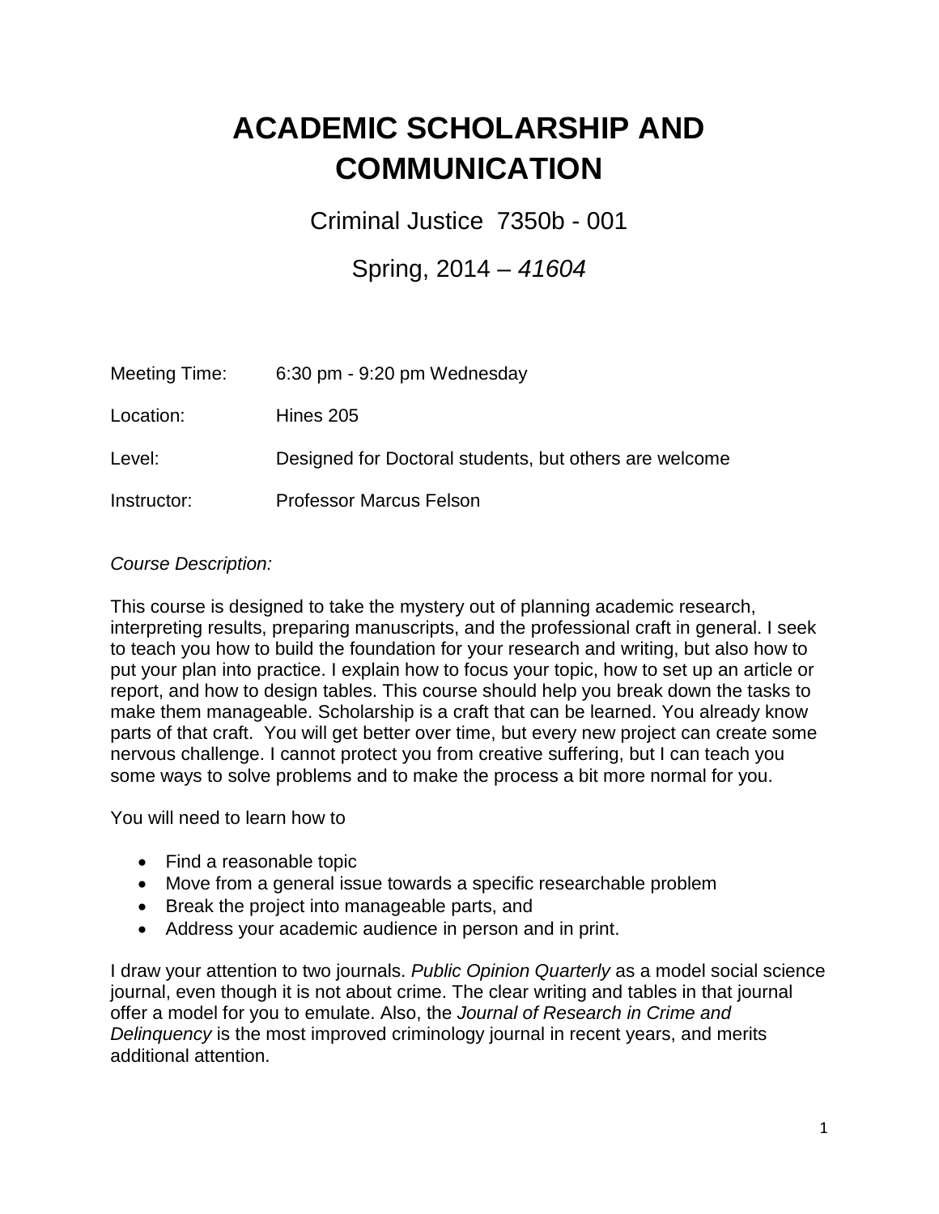# ACADEMIC SCHOLARSHIP AND COMMUNICATION

Criminal Justice 7350b - 001

Spring, 2014 – *41604*

| | |
|---|---|
| Meeting Time: | 6:30 pm - 9:20 pm Wednesday |
| Location: | Hines 205 |
| Level: | Designed for Doctoral students, but others are welcome |
| Instructor: | Professor Marcus Felson |

*Course Description:*

This course is designed to take the mystery out of planning academic research, interpreting results, preparing manuscripts, and the professional craft in general. I seek to teach you how to build the foundation for your research and writing, but also how to put your plan into practice. I explain how to focus your topic, how to set up an article or report, and how to design tables. This course should help you break down the tasks to make them manageable. Scholarship is a craft that can be learned. You already know parts of that craft. You will get better over time, but every new project can create some nervous challenge. I cannot protect you from creative suffering, but I can teach you some ways to solve problems and to make the process a bit more normal for you.

You will need to learn how to

- Find a reasonable topic
- Move from a general issue towards a specific researchable problem
- Break the project into manageable parts, and
- Address your academic audience in person and in print.

I draw your attention to two journals. *Public Opinion Quarterly* as a model social science journal, even though it is not about crime. The clear writing and tables in that journal offer a model for you to emulate. Also, the *Journal of Research in Crime and Delinquency* is the most improved criminology journal in recent years, and merits additional attention.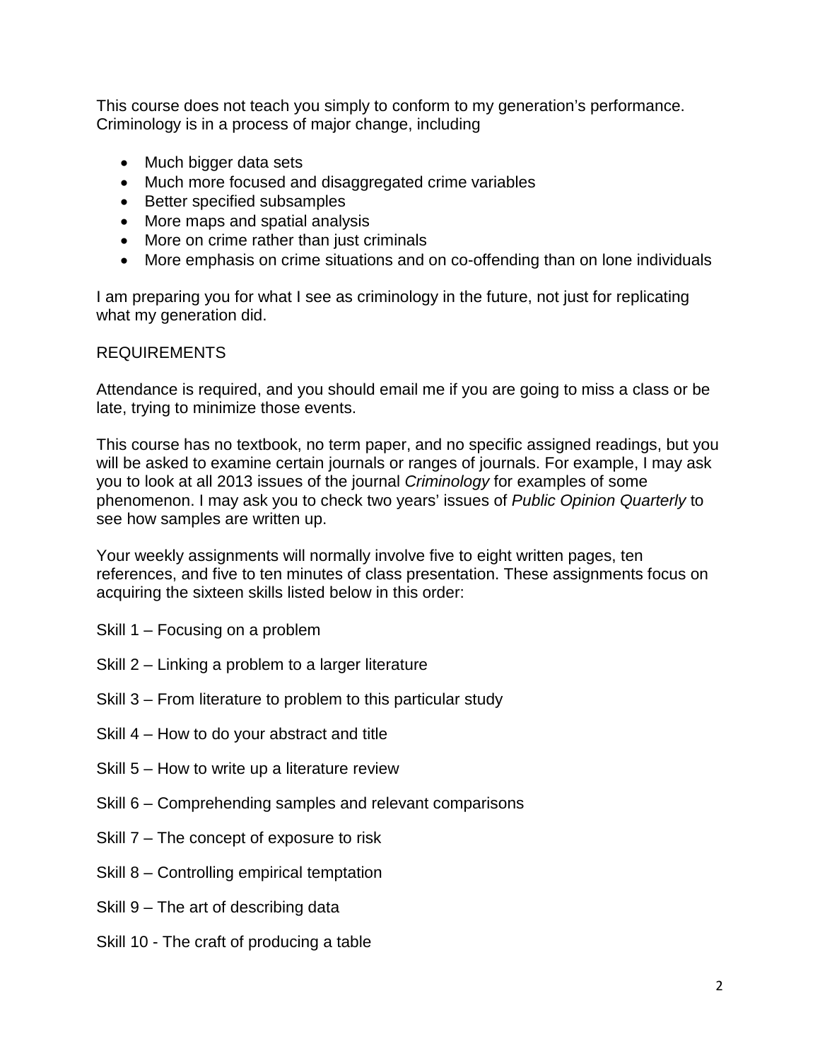This course does not teach you simply to conform to my generation's performance. Criminology is in a process of major change, including

- Much bigger data sets
- Much more focused and disaggregated crime variables
- Better specified subsamples
- More maps and spatial analysis
- More on crime rather than just criminals
- More emphasis on crime situations and on co-offending than on lone individuals

I am preparing you for what I see as criminology in the future, not just for replicating what my generation did.

## REQUIREMENTS

Attendance is required, and you should email me if you are going to miss a class or be late, trying to minimize those events.

This course has no textbook, no term paper, and no specific assigned readings, but you will be asked to examine certain journals or ranges of journals. For example, I may ask you to look at all 2013 issues of the journal *Criminology* for examples of some phenomenon. I may ask you to check two years' issues of *Public Opinion Quarterly* to see how samples are written up.

Your weekly assignments will normally involve five to eight written pages, ten references, and five to ten minutes of class presentation. These assignments focus on acquiring the sixteen skills listed below in this order:

Skill 1 – Focusing on a problem

Skill 2 – Linking a problem to a larger literature

Skill 3 – From literature to problem to this particular study

Skill 4 – How to do your abstract and title

Skill 5 – How to write up a literature review

Skill 6 – Comprehending samples and relevant comparisons

Skill 7 – The concept of exposure to risk

Skill 8 – Controlling empirical temptation

Skill 9 – The art of describing data

Skill 10 - The craft of producing a table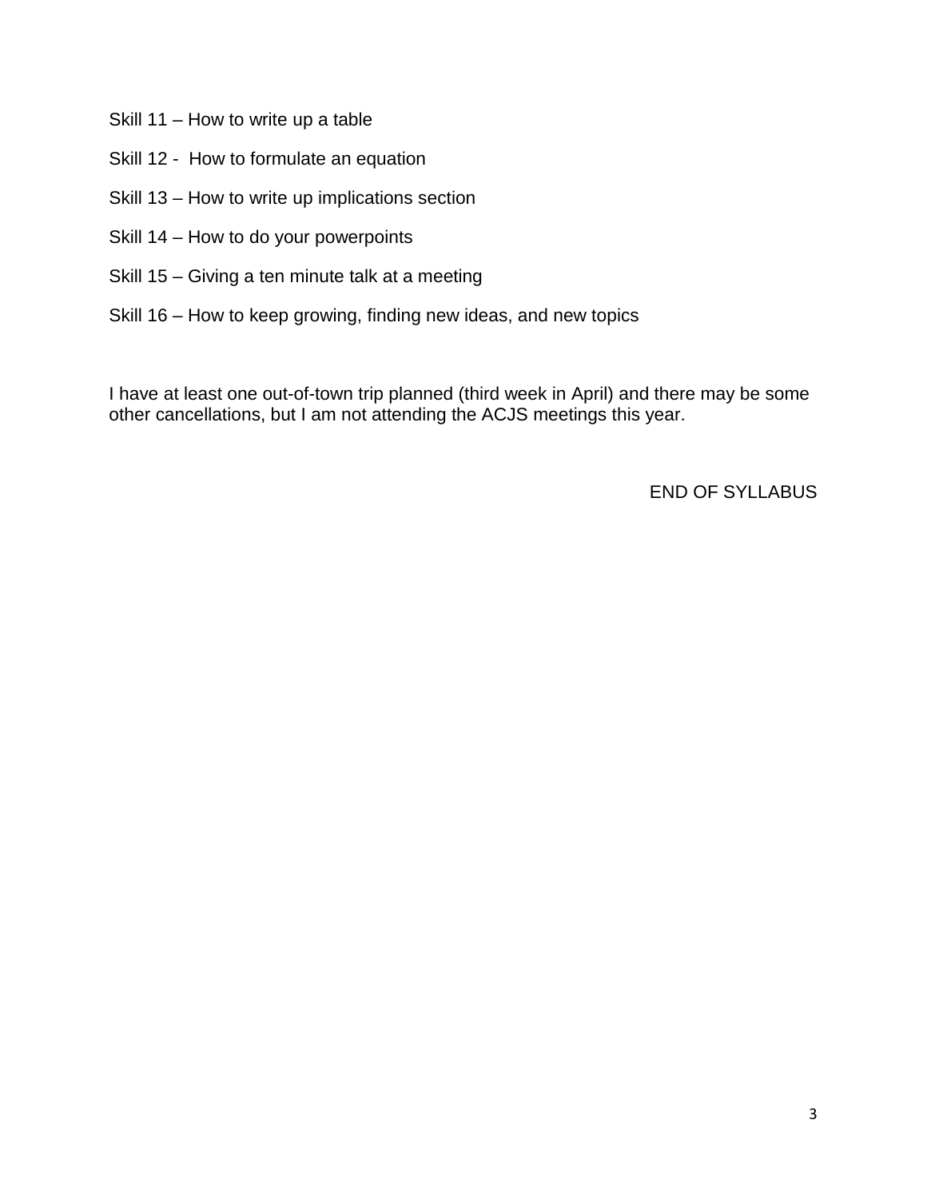Skill 11 – How to write up a table

Skill 12 - How to formulate an equation

Skill 13 – How to write up implications section

Skill 14 – How to do your powerpoints

Skill 15 – Giving a ten minute talk at a meeting

Skill 16 – How to keep growing, finding new ideas, and new topics

I have at least one out-of-town trip planned (third week in April) and there may be some other cancellations, but I am not attending the ACJS meetings this year.

END OF SYLLABUS